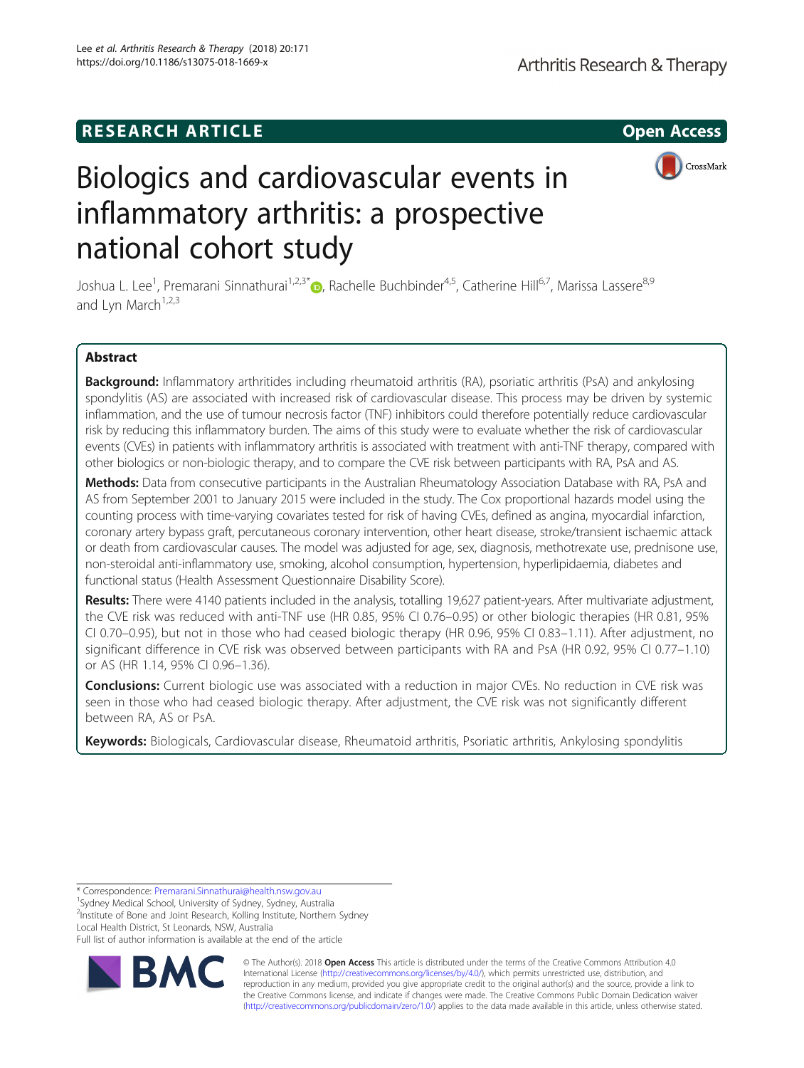RESEARCH ARTICLE

Open Access

# Biologics and cardiovascular events in inflammatory arthritis: a prospective national cohort study

Joshua L. Lee[1], Premarani Sinnathurai[1,2,3*], Rachelle Buchbinder[4,5], Catherine Hill[6,7], Marissa Lassere[8,9] and Lyn March[1,2,3]

## Abstract

**Background:** Inflammatory arthritides including rheumatoid arthritis (RA), psoriatic arthritis (PsA) and ankylosing spondylitis (AS) are associated with increased risk of cardiovascular disease. This process may be driven by systemic inflammation, and the use of tumour necrosis factor (TNF) inhibitors could therefore potentially reduce cardiovascular risk by reducing this inflammatory burden. The aims of this study were to evaluate whether the risk of cardiovascular events (CVEs) in patients with inflammatory arthritis is associated with treatment with anti-TNF therapy, compared with other biologics or non-biologic therapy, and to compare the CVE risk between participants with RA, PsA and AS.

**Methods:** Data from consecutive participants in the Australian Rheumatology Association Database with RA, PsA and AS from September 2001 to January 2015 were included in the study. The Cox proportional hazards model using the counting process with time-varying covariates tested for risk of having CVEs, defined as angina, myocardial infarction, coronary artery bypass graft, percutaneous coronary intervention, other heart disease, stroke/transient ischaemic attack or death from cardiovascular causes. The model was adjusted for age, sex, diagnosis, methotrexate use, prednisone use, non-steroidal anti-inflammatory use, smoking, alcohol consumption, hypertension, hyperlipidaemia, diabetes and functional status (Health Assessment Questionnaire Disability Score).

**Results:** There were 4140 patients included in the analysis, totalling 19,627 patient-years. After multivariate adjustment, the CVE risk was reduced with anti-TNF use (HR 0.85, 95% CI 0.76–0.95) or other biologic therapies (HR 0.81, 95% CI 0.70–0.95), but not in those who had ceased biologic therapy (HR 0.96, 95% CI 0.83–1.11). After adjustment, no significant difference in CVE risk was observed between participants with RA and PsA (HR 0.92, 95% CI 0.77–1.10) or AS (HR 1.14, 95% CI 0.96–1.36).

**Conclusions:** Current biologic use was associated with a reduction in major CVEs. No reduction in CVE risk was seen in those who had ceased biologic therapy. After adjustment, the CVE risk was not significantly different between RA, AS or PsA.

**Keywords:** Biologicals, Cardiovascular disease, Rheumatoid arthritis, Psoriatic arthritis, Ankylosing spondylitis

---

* Correspondence: Premarani.Sinnathurai@health.nsw.gov.au
[1]Sydney Medical School, University of Sydney, Sydney, Australia
[2]Institute of Bone and Joint Research, Kolling Institute, Northern Sydney Local Health District, St Leonards, NSW, Australia
Full list of author information is available at the end of the article

© The Author(s). 2018 **Open Access** This article is distributed under the terms of the Creative Commons Attribution 4.0 International License (http://creativecommons.org/licenses/by/4.0/), which permits unrestricted use, distribution, and reproduction in any medium, provided you give appropriate credit to the original author(s) and the source, provide a link to the Creative Commons license, and indicate if changes were made. The Creative Commons Public Domain Dedication waiver (http://creativecommons.org/publicdomain/zero/1.0/) applies to the data made available in this article, unless otherwise stated.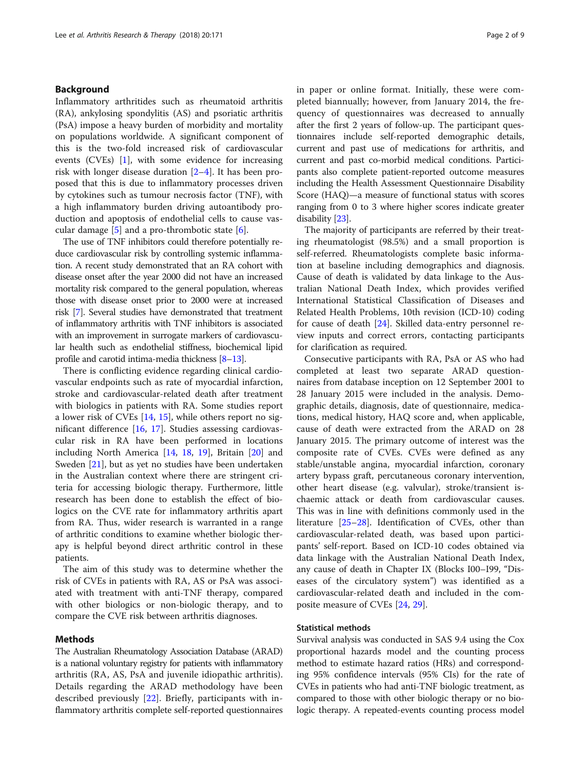## Background

Inflammatory arthritides such as rheumatoid arthritis (RA), ankylosing spondylitis (AS) and psoriatic arthritis (PsA) impose a heavy burden of morbidity and mortality on populations worldwide. A significant component of this is the two-fold increased risk of cardiovascular events (CVEs) [1], with some evidence for increasing risk with longer disease duration [2–4]. It has been proposed that this is due to inflammatory processes driven by cytokines such as tumour necrosis factor (TNF), with a high inflammatory burden driving autoantibody production and apoptosis of endothelial cells to cause vascular damage [5] and a pro-thrombotic state [6].

The use of TNF inhibitors could therefore potentially reduce cardiovascular risk by controlling systemic inflammation. A recent study demonstrated that an RA cohort with disease onset after the year 2000 did not have an increased mortality risk compared to the general population, whereas those with disease onset prior to 2000 were at increased risk [7]. Several studies have demonstrated that treatment of inflammatory arthritis with TNF inhibitors is associated with an improvement in surrogate markers of cardiovascular health such as endothelial stiffness, biochemical lipid profile and carotid intima-media thickness [8–13].

There is conflicting evidence regarding clinical cardiovascular endpoints such as rate of myocardial infarction, stroke and cardiovascular-related death after treatment with biologics in patients with RA. Some studies report a lower risk of CVEs [14, 15], while others report no significant difference [16, 17]. Studies assessing cardiovascular risk in RA have been performed in locations including North America [14, 18, 19], Britain [20] and Sweden [21], but as yet no studies have been undertaken in the Australian context where there are stringent criteria for accessing biologic therapy. Furthermore, little research has been done to establish the effect of biologics on the CVE rate for inflammatory arthritis apart from RA. Thus, wider research is warranted in a range of arthritic conditions to examine whether biologic therapy is helpful beyond direct arthritic control in these patients.

The aim of this study was to determine whether the risk of CVEs in patients with RA, AS or PsA was associated with treatment with anti-TNF therapy, compared with other biologics or non-biologic therapy, and to compare the CVE risk between arthritis diagnoses.

## Methods

The Australian Rheumatology Association Database (ARAD) is a national voluntary registry for patients with inflammatory arthritis (RA, AS, PsA and juvenile idiopathic arthritis). Details regarding the ARAD methodology have been described previously [22]. Briefly, participants with inflammatory arthritis complete self-reported questionnaires in paper or online format. Initially, these were completed biannually; however, from January 2014, the frequency of questionnaires was decreased to annually after the first 2 years of follow-up. The participant questionnaires include self-reported demographic details, current and past use of medications for arthritis, and current and past co-morbid medical conditions. Participants also complete patient-reported outcome measures including the Health Assessment Questionnaire Disability Score (HAQ)—a measure of functional status with scores ranging from 0 to 3 where higher scores indicate greater disability [23].

The majority of participants are referred by their treating rheumatologist (98.5%) and a small proportion is self-referred. Rheumatologists complete basic information at baseline including demographics and diagnosis. Cause of death is validated by data linkage to the Australian National Death Index, which provides verified International Statistical Classification of Diseases and Related Health Problems, 10th revision (ICD-10) coding for cause of death [24]. Skilled data-entry personnel review inputs and correct errors, contacting participants for clarification as required.

Consecutive participants with RA, PsA or AS who had completed at least two separate ARAD questionnaires from database inception on 12 September 2001 to 28 January 2015 were included in the analysis. Demographic details, diagnosis, date of questionnaire, medications, medical history, HAQ score and, when applicable, cause of death were extracted from the ARAD on 28 January 2015. The primary outcome of interest was the composite rate of CVEs. CVEs were defined as any stable/unstable angina, myocardial infarction, coronary artery bypass graft, percutaneous coronary intervention, other heart disease (e.g. valvular), stroke/transient ischaemic attack or death from cardiovascular causes. This was in line with definitions commonly used in the literature [25–28]. Identification of CVEs, other than cardiovascular-related death, was based upon participants' self-report. Based on ICD-10 codes obtained via data linkage with the Australian National Death Index, any cause of death in Chapter IX (Blocks I00–I99, "Diseases of the circulatory system") was identified as a cardiovascular-related death and included in the composite measure of CVEs [24, 29].

### Statistical methods

Survival analysis was conducted in SAS 9.4 using the Cox proportional hazards model and the counting process method to estimate hazard ratios (HRs) and corresponding 95% confidence intervals (95% CIs) for the rate of CVEs in patients who had anti-TNF biologic treatment, as compared to those with other biologic therapy or no biologic therapy. A repeated-events counting process model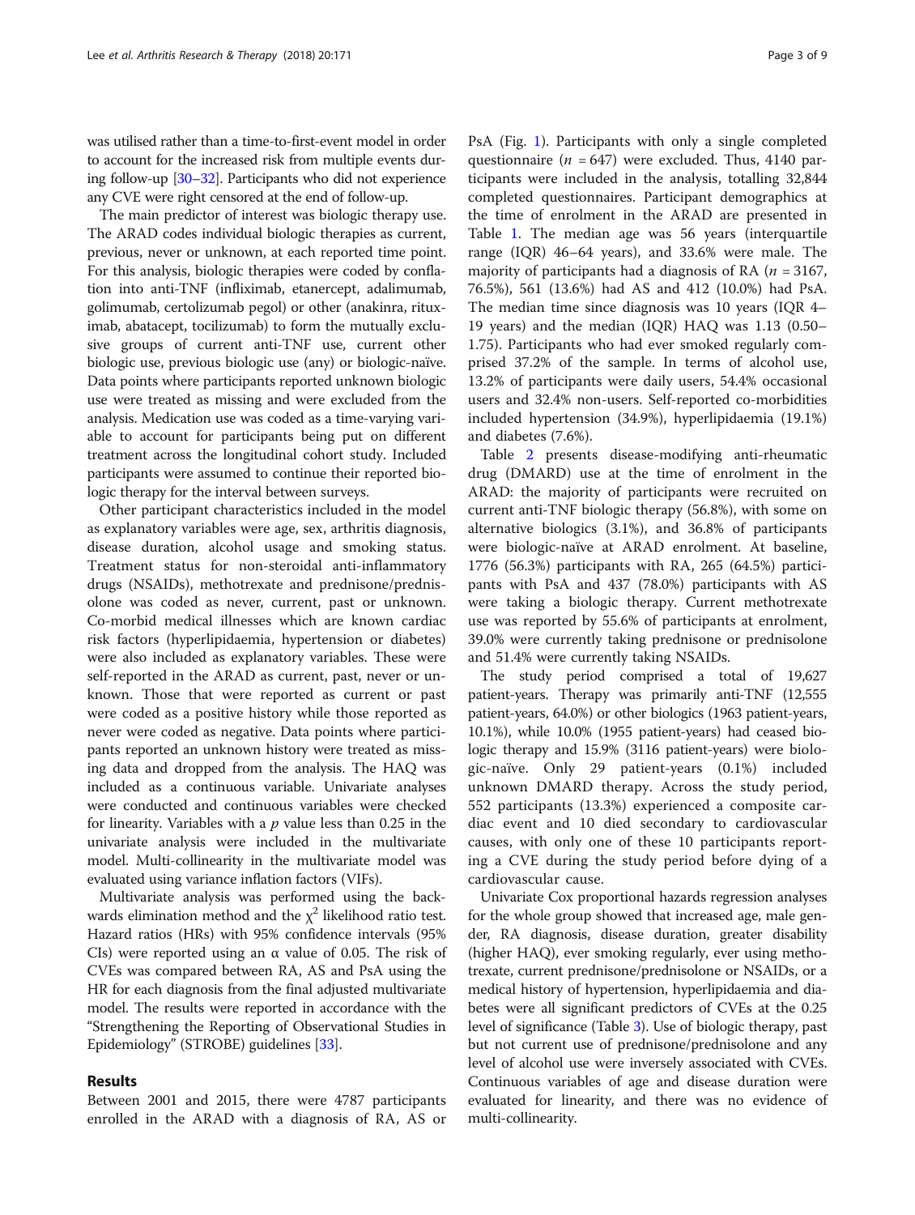was utilised rather than a time-to-first-event model in order to account for the increased risk from multiple events during follow-up [30–32]. Participants who did not experience any CVE were right censored at the end of follow-up.

The main predictor of interest was biologic therapy use. The ARAD codes individual biologic therapies as current, previous, never or unknown, at each reported time point. For this analysis, biologic therapies were coded by conflation into anti-TNF (infliximab, etanercept, adalimumab, golimumab, certolizumab pegol) or other (anakinra, rituximab, abatacept, tocilizumab) to form the mutually exclusive groups of current anti-TNF use, current other biologic use, previous biologic use (any) or biologic-naïve. Data points where participants reported unknown biologic use were treated as missing and were excluded from the analysis. Medication use was coded as a time-varying variable to account for participants being put on different treatment across the longitudinal cohort study. Included participants were assumed to continue their reported biologic therapy for the interval between surveys.

Other participant characteristics included in the model as explanatory variables were age, sex, arthritis diagnosis, disease duration, alcohol usage and smoking status. Treatment status for non-steroidal anti-inflammatory drugs (NSAIDs), methotrexate and prednisone/prednisolone was coded as never, current, past or unknown. Co-morbid medical illnesses which are known cardiac risk factors (hyperlipidaemia, hypertension or diabetes) were also included as explanatory variables. These were self-reported in the ARAD as current, past, never or unknown. Those that were reported as current or past were coded as a positive history while those reported as never were coded as negative. Data points where participants reported an unknown history were treated as missing data and dropped from the analysis. The HAQ was included as a continuous variable. Univariate analyses were conducted and continuous variables were checked for linearity. Variables with a $p$ value less than 0.25 in the univariate analysis were included in the multivariate model. Multi-collinearity in the multivariate model was evaluated using variance inflation factors (VIFs).

Multivariate analysis was performed using the backwards elimination method and the $\chi^2$ likelihood ratio test. Hazard ratios (HRs) with 95% confidence intervals (95% CIs) were reported using an $\alpha$ value of 0.05. The risk of CVEs was compared between RA, AS and PsA using the HR for each diagnosis from the final adjusted multivariate model. The results were reported in accordance with the "Strengthening the Reporting of Observational Studies in Epidemiology" (STROBE) guidelines [33].

## Results

Between 2001 and 2015, there were 4787 participants enrolled in the ARAD with a diagnosis of RA, AS or PsA (Fig. 1). Participants with only a single completed questionnaire ($n$ = 647) were excluded. Thus, 4140 participants were included in the analysis, totalling 32,844 completed questionnaires. Participant demographics at the time of enrolment in the ARAD are presented in Table 1. The median age was 56 years (interquartile range (IQR) 46–64 years), and 33.6% were male. The majority of participants had a diagnosis of RA ($n$ = 3167, 76.5%), 561 (13.6%) had AS and 412 (10.0%) had PsA. The median time since diagnosis was 10 years (IQR 4–19 years) and the median (IQR) HAQ was 1.13 (0.50–1.75). Participants who had ever smoked regularly comprised 37.2% of the sample. In terms of alcohol use, 13.2% of participants were daily users, 54.4% occasional users and 32.4% non-users. Self-reported co-morbidities included hypertension (34.9%), hyperlipidaemia (19.1%) and diabetes (7.6%).

Table 2 presents disease-modifying anti-rheumatic drug (DMARD) use at the time of enrolment in the ARAD: the majority of participants were recruited on current anti-TNF biologic therapy (56.8%), with some on alternative biologics (3.1%), and 36.8% of participants were biologic-naïve at ARAD enrolment. At baseline, 1776 (56.3%) participants with RA, 265 (64.5%) participants with PsA and 437 (78.0%) participants with AS were taking a biologic therapy. Current methotrexate use was reported by 55.6% of participants at enrolment, 39.0% were currently taking prednisone or prednisolone and 51.4% were currently taking NSAIDs.

The study period comprised a total of 19,627 patient-years. Therapy was primarily anti-TNF (12,555 patient-years, 64.0%) or other biologics (1963 patient-years, 10.1%), while 10.0% (1955 patient-years) had ceased biologic therapy and 15.9% (3116 patient-years) were biologic-naïve. Only 29 patient-years (0.1%) included unknown DMARD therapy. Across the study period, 552 participants (13.3%) experienced a composite cardiac event and 10 died secondary to cardiovascular causes, with only one of these 10 participants reporting a CVE during the study period before dying of a cardiovascular cause.

Univariate Cox proportional hazards regression analyses for the whole group showed that increased age, male gender, RA diagnosis, disease duration, greater disability (higher HAQ), ever smoking regularly, ever using methotrexate, current prednisone/prednisolone or NSAIDs, or a medical history of hypertension, hyperlipidaemia and diabetes were all significant predictors of CVEs at the 0.25 level of significance (Table 3). Use of biologic therapy, past but not current use of prednisone/prednisolone and any level of alcohol use were inversely associated with CVEs. Continuous variables of age and disease duration were evaluated for linearity, and there was no evidence of multi-collinearity.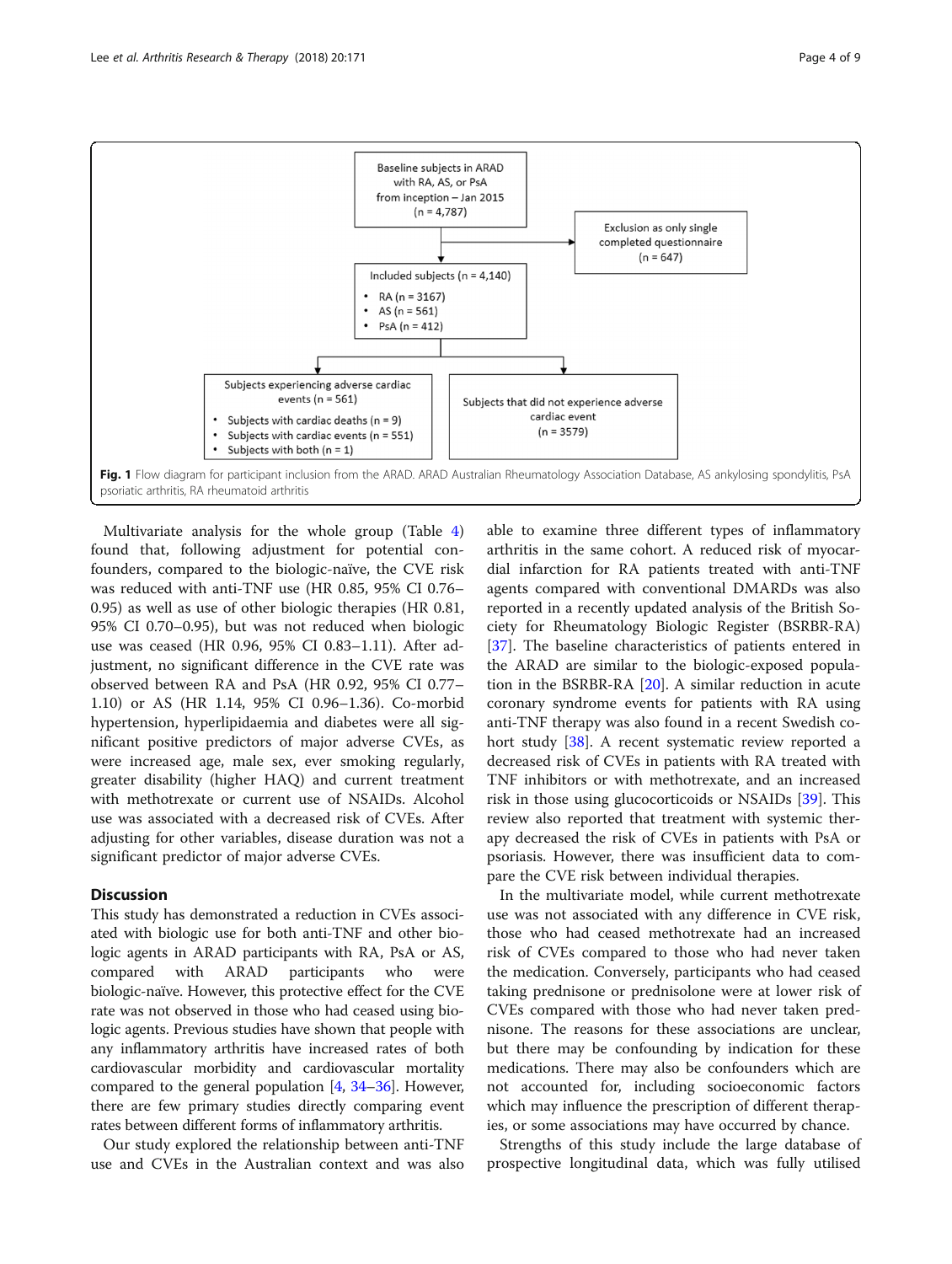Baseline subjects in ARAD with RA, AS, or PsA from inception – Jan 2015 (n = 4,787)

Exclusion as only single completed questionnaire (n = 647)

Included subjects (n = 4,140)

- RA (n = 3167)
- AS (n = 561)
- PsA (n = 412)

Subjects experiencing adverse cardiac events (n = 561)

- Subjects with cardiac deaths (n = 9)
- Subjects with cardiac events (n = 551)
- Subjects with both (n = 1)

Subjects that did not experience adverse cardiac event (n = 3579)

**Fig. 1** Flow diagram for participant inclusion from the ARAD. ARAD Australian Rheumatology Association Database, AS ankylosing spondylitis, PsA psoriatic arthritis, RA rheumatoid arthritis

Multivariate analysis for the whole group (Table 4) found that, following adjustment for potential confounders, compared to the biologic-naïve, the CVE risk was reduced with anti-TNF use (HR 0.85, 95% CI 0.76–0.95) as well as use of other biologic therapies (HR 0.81, 95% CI 0.70–0.95), but was not reduced when biologic use was ceased (HR 0.96, 95% CI 0.83–1.11). After adjustment, no significant difference in the CVE rate was observed between RA and PsA (HR 0.92, 95% CI 0.77–1.10) or AS (HR 1.14, 95% CI 0.96–1.36). Co-morbid hypertension, hyperlipidaemia and diabetes were all significant positive predictors of major adverse CVEs, as were increased age, male sex, ever smoking regularly, greater disability (higher HAQ) and current treatment with methotrexate or current use of NSAIDs. Alcohol use was associated with a decreased risk of CVEs. After adjusting for other variables, disease duration was not a significant predictor of major adverse CVEs.

## Discussion

This study has demonstrated a reduction in CVEs associated with biologic use for both anti-TNF and other biologic agents in ARAD participants with RA, PsA or AS, compared with ARAD participants who were biologic-naïve. However, this protective effect for the CVE rate was not observed in those who had ceased using biologic agents. Previous studies have shown that people with any inflammatory arthritis have increased rates of both cardiovascular morbidity and cardiovascular mortality compared to the general population [4, 34–36]. However, there are few primary studies directly comparing event rates between different forms of inflammatory arthritis.

Our study explored the relationship between anti-TNF use and CVEs in the Australian context and was also able to examine three different types of inflammatory arthritis in the same cohort. A reduced risk of myocardial infarction for RA patients treated with anti-TNF agents compared with conventional DMARDs was also reported in a recently updated analysis of the British Society for Rheumatology Biologic Register (BSBRR-RA) [37]. The baseline characteristics of patients entered in the ARAD are similar to the biologic-exposed population in the BSBRR-RA [20]. A similar reduction in acute coronary syndrome events for patients with RA using anti-TNF therapy was also found in a recent Swedish cohort study [38]. A recent systematic review reported a decreased risk of CVEs in patients with RA treated with TNF inhibitors or with methotrexate, and an increased risk in those using glucocorticoids or NSAIDs [39]. This review also reported that treatment with systemic therapy decreased the risk of CVEs in patients with PsA or psoriasis. However, there was insufficient data to compare the CVE risk between individual therapies.

In the multivariate model, while current methotrexate use was not associated with any difference in CVE risk, those who had ceased methotrexate had an increased risk of CVEs compared to those who had never taken the medication. Conversely, participants who had ceased taking prednisone or prednisolone were at lower risk of CVEs compared with those who had never taken prednisone. The reasons for these associations are unclear, but there may be confounding by indication for these medications. There may also be confounders which are not accounted for, including socioeconomic factors which may influence the prescription of different therapies, or some associations may have occurred by chance.

Strengths of this study include the large database of prospective longitudinal data, which was fully utilised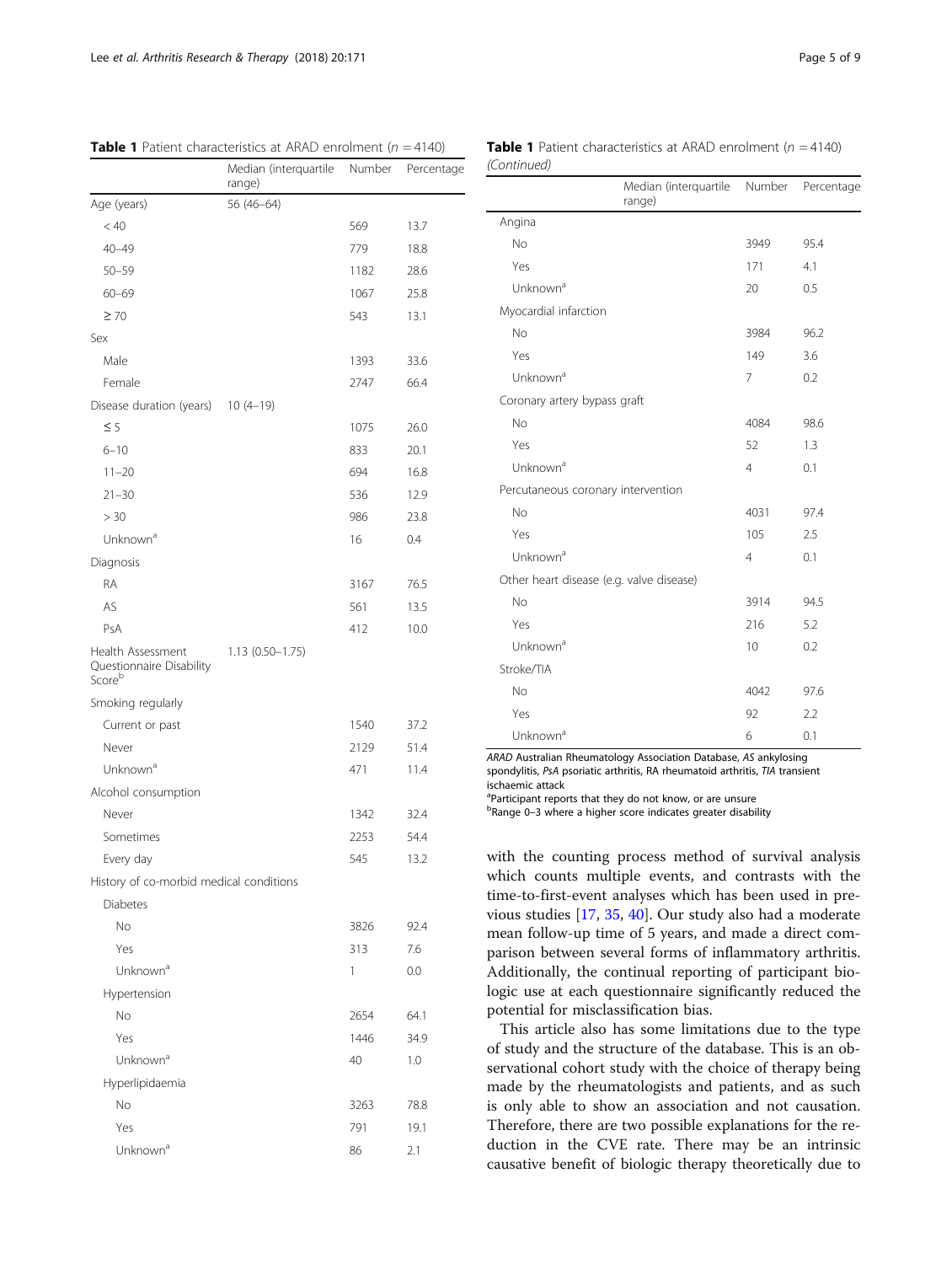**Table 1** Patient characteristics at ARAD enrolment ($n = 4140$)

| | Median (interquartile range) | Number | Percentage |
|---|---|---|---|
| Age (years) | 56 (46–64) | | |
| < 40 | | 569 | 13.7 |
| 40–49 | | 779 | 18.8 |
| 50–59 | | 1182 | 28.6 |
| 60–69 | | 1067 | 25.8 |
| ≥ 70 | | 543 | 13.1 |
| Sex | | | |
| Male | | 1393 | 33.6 |
| Female | | 2747 | 66.4 |
| Disease duration (years) | 10 (4–19) | | |
| ≤ 5 | | 1075 | 26.0 |
| 6–10 | | 833 | 20.1 |
| 11–20 | | 694 | 16.8 |
| 21–30 | | 536 | 12.9 |
| > 30 | | 986 | 23.8 |
| Unknown[a] | | 16 | 0.4 |
| Diagnosis | | | |
| RA | | 3167 | 76.5 |
| AS | | 561 | 13.5 |
| PsA | | 412 | 10.0 |
| Health Assessment Questionnaire Disability Score[b] | 1.13 (0.50–1.75) | | |
| Smoking regularly | | | |
| Current or past | | 1540 | 37.2 |
| Never | | 2129 | 51.4 |
| Unknown[a] | | 471 | 11.4 |
| Alcohol consumption | | | |
| Never | | 1342 | 32.4 |
| Sometimes | | 2253 | 54.4 |
| Every day | | 545 | 13.2 |
| History of co-morbid medical conditions | | | |
| Diabetes | | | |
| No | | 3826 | 92.4 |
| Yes | | 313 | 7.6 |
| Unknown[a] | | 1 | 0.0 |
| Hypertension | | | |
| No | | 2654 | 64.1 |
| Yes | | 1446 | 34.9 |
| Unknown[a] | | 40 | 1.0 |
| Hyperlipidaemia | | | |
| No | | 3263 | 78.8 |
| Yes | | 791 | 19.1 |
| Unknown[a] | | 86 | 2.1 |
| Angina | | | |
| No | | 3949 | 95.4 |
| Yes | | 171 | 4.1 |
| Unknown[a] | | 20 | 0.5 |
| Myocardial infarction | | | |
| No | | 3984 | 96.2 |
| Yes | | 149 | 3.6 |
| Unknown[a] | | 7 | 0.2 |
| Coronary artery bypass graft | | | |
| No | | 4084 | 98.6 |
| Yes | | 52 | 1.3 |
| Unknown[a] | | 4 | 0.1 |
| Percutaneous coronary intervention | | | |
| No | | 4031 | 97.4 |
| Yes | | 105 | 2.5 |
| Unknown[a] | | 4 | 0.1 |
| Other heart disease (e.g. valve disease) | | | |
| No | | 3914 | 94.5 |
| Yes | | 216 | 5.2 |
| Unknown[a] | | 10 | 0.2 |
| Stroke/TIA | | | |
| No | | 4042 | 97.6 |
| Yes | | 92 | 2.2 |
| Unknown[a] | | 6 | 0.1 |

*ARAD* Australian Rheumatology Association Database, *AS* ankylosing spondylitis, *PsA* psoriatic arthritis, *RA* rheumatoid arthritis, *TIA* transient ischaemic attack
[a]Participant reports that they do not know, or are unsure
[b]Range 0–3 where a higher score indicates greater disability

with the counting process method of survival analysis which counts multiple events, and contrasts with the time-to-first-event analyses which has been used in previous studies [17, 35, 40]. Our study also had a moderate mean follow-up time of 5 years, and made a direct comparison between several forms of inflammatory arthritis. Additionally, the continual reporting of participant biologic use at each questionnaire significantly reduced the potential for misclassification bias.

This article also has some limitations due to the type of study and the structure of the database. This is an observational cohort study with the choice of therapy being made by the rheumatologists and patients, and as such is only able to show an association and not causation. Therefore, there are two possible explanations for the reduction in the CVE rate. There may be an intrinsic causative benefit of biologic therapy theoretically due to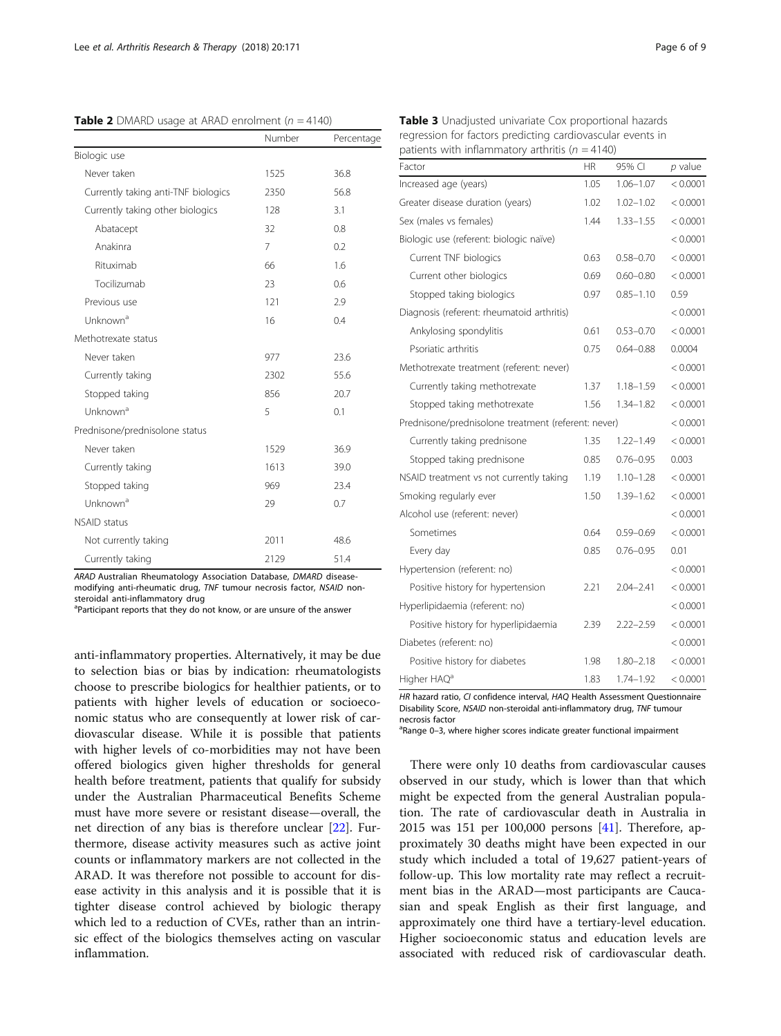**Table 2** DMARD usage at ARAD enrolment ($n = 4140$)

| | Number | Percentage |
|---|---|---|
| Biologic use | | |
| Never taken | 1525 | 36.8 |
| Currently taking anti-TNF biologics | 2350 | 56.8 |
| Currently taking other biologics | 128 | 3.1 |
| Abatacept | 32 | 0.8 |
| Anakinra | 7 | 0.2 |
| Rituximab | 66 | 1.6 |
| Tocilizumab | 23 | 0.6 |
| Previous use | 121 | 2.9 |
| Unknown[a] | 16 | 0.4 |
| Methotrexate status | | |
| Never taken | 977 | 23.6 |
| Currently taking | 2302 | 55.6 |
| Stopped taking | 856 | 20.7 |
| Unknown[a] | 5 | 0.1 |
| Prednisone/prednisolone status | | |
| Never taken | 1529 | 36.9 |
| Currently taking | 1613 | 39.0 |
| Stopped taking | 969 | 23.4 |
| Unknown[a] | 29 | 0.7 |
| NSAID status | | |
| Not currently taking | 2011 | 48.6 |
| Currently taking | 2129 | 51.4 |

*ARAD* Australian Rheumatology Association Database, *DMARD* disease-modifying anti-rheumatic drug, *TNF* tumour necrosis factor, *NSAID* non-steroidal anti-inflammatory drug

[a]Participant reports that they do not know, or are unsure of the answer

anti-inflammatory properties. Alternatively, it may be due to selection bias or bias by indication: rheumatologists choose to prescribe biologics for healthier patients, or to patients with higher levels of education or socioeconomic status who are consequently at lower risk of cardiovascular disease. While it is possible that patients with higher levels of co-morbidities may not have been offered biologics given higher thresholds for general health before treatment, patients that qualify for subsidy under the Australian Pharmaceutical Benefits Scheme must have more severe or resistant disease—overall, the net direction of any bias is therefore unclear [22]. Furthermore, disease activity measures such as active joint counts or inflammatory markers are not collected in the ARAD. It was therefore not possible to account for disease activity in this analysis and it is possible that it is tighter disease control achieved by biologic therapy which led to a reduction of CVEs, rather than an intrinsic effect of the biologics themselves acting on vascular inflammation.

**Table 3** Unadjusted univariate Cox proportional hazards regression for factors predicting cardiovascular events in patients with inflammatory arthritis ($n = 4140$)

| Factor | HR | 95% CI | *p* value |
|---|---|---|---|
| Increased age (years) | 1.05 | 1.06–1.07 | < 0.0001 |
| Greater disease duration (years) | 1.02 | 1.02–1.02 | < 0.0001 |
| Sex (males vs females) | 1.44 | 1.33–1.55 | < 0.0001 |
| Biologic use (referent: biologic naïve) | | | < 0.0001 |
| Current TNF biologics | 0.63 | 0.58–0.70 | < 0.0001 |
| Current other biologics | 0.69 | 0.60–0.80 | < 0.0001 |
| Stopped taking biologics | 0.97 | 0.85–1.10 | 0.59 |
| Diagnosis (referent: rheumatoid arthritis) | | | < 0.0001 |
| Ankylosing spondylitis | 0.61 | 0.53–0.70 | < 0.0001 |
| Psoriatic arthritis | 0.75 | 0.64–0.88 | 0.0004 |
| Methotrexate treatment (referent: never) | | | < 0.0001 |
| Currently taking methotrexate | 1.37 | 1.18–1.59 | < 0.0001 |
| Stopped taking methotrexate | 1.56 | 1.34–1.82 | < 0.0001 |
| Prednisone/prednisolone treatment (referent: never) | | | < 0.0001 |
| Currently taking prednisone | 1.35 | 1.22–1.49 | < 0.0001 |
| Stopped taking prednisone | 0.85 | 0.76–0.95 | 0.003 |
| NSAID treatment vs not currently taking | 1.19 | 1.10–1.28 | < 0.0001 |
| Smoking regularly ever | 1.50 | 1.39–1.62 | < 0.0001 |
| Alcohol use (referent: never) | | | < 0.0001 |
| Sometimes | 0.64 | 0.59–0.69 | < 0.0001 |
| Every day | 0.85 | 0.76–0.95 | 0.01 |
| Hypertension (referent: no) | | | < 0.0001 |
| Positive history for hypertension | 2.21 | 2.04–2.41 | < 0.0001 |
| Hyperlipidaemia (referent: no) | | | < 0.0001 |
| Positive history for hyperlipidaemia | 2.39 | 2.22–2.59 | < 0.0001 |
| Diabetes (referent: no) | | | < 0.0001 |
| Positive history for diabetes | 1.98 | 1.80–2.18 | < 0.0001 |
| Higher HAQ[a] | 1.83 | 1.74–1.92 | < 0.0001 |

*HR* hazard ratio, *CI* confidence interval, *HAQ* Health Assessment Questionnaire Disability Score, *NSAID* non-steroidal anti-inflammatory drug, *TNF* tumour necrosis factor

[a]Range 0–3, where higher scores indicate greater functional impairment

There were only 10 deaths from cardiovascular causes observed in our study, which is lower than that which might be expected from the general Australian population. The rate of cardiovascular death in Australia in 2015 was 151 per 100,000 persons [41]. Therefore, approximately 30 deaths might have been expected in our study which included a total of 19,627 patient-years of follow-up. This low mortality rate may reflect a recruitment bias in the ARAD—most participants are Caucasian and speak English as their first language, and approximately one third have a tertiary-level education. Higher socioeconomic status and education levels are associated with reduced risk of cardiovascular death.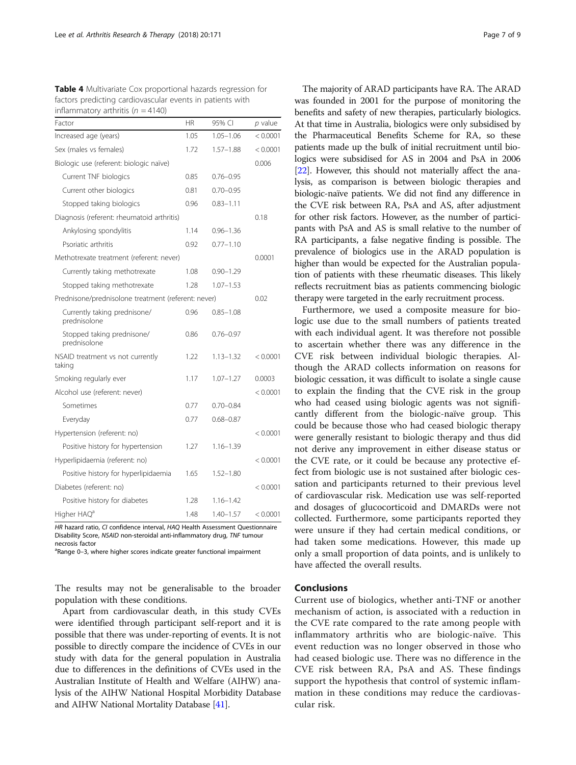**Table 4** Multivariate Cox proportional hazards regression for factors predicting cardiovascular events in patients with inflammatory arthritis ($n = 4140$)

| Factor | HR | 95% CI | p value |
|---|---|---|---|
| Increased age (years) | 1.05 | 1.05–1.06 | < 0.0001 |
| Sex (males vs females) | 1.72 | 1.57–1.88 | < 0.0001 |
| Biologic use (referent: biologic naïve) | | | 0.006 |
| Current TNF biologics | 0.85 | 0.76–0.95 | |
| Current other biologics | 0.81 | 0.70–0.95 | |
| Stopped taking biologics | 0.96 | 0.83–1.11 | |
| Diagnosis (referent: rheumatoid arthritis) | | | 0.18 |
| Ankylosing spondylitis | 1.14 | 0.96–1.36 | |
| Psoriatic arthritis | 0.92 | 0.77–1.10 | |
| Methotrexate treatment (referent: never) | | | 0.0001 |
| Currently taking methotrexate | 1.08 | 0.90–1.29 | |
| Stopped taking methotrexate | 1.28 | 1.07–1.53 | |
| Prednisone/prednisolone treatment (referent: never) | | | 0.02 |
| Currently taking prednisone/prednisolone | 0.96 | 0.85–1.08 | |
| Stopped taking prednisone/prednisolone | 0.86 | 0.76–0.97 | |
| NSAID treatment vs not currently taking | 1.22 | 1.13–1.32 | < 0.0001 |
| Smoking regularly ever | 1.17 | 1.07–1.27 | 0.0003 |
| Alcohol use (referent: never) | | | < 0.0001 |
| Sometimes | 0.77 | 0.70–0.84 | |
| Everyday | 0.77 | 0.68–0.87 | |
| Hypertension (referent: no) | | | < 0.0001 |
| Positive history for hypertension | 1.27 | 1.16–1.39 | |
| Hyperlipidaemia (referent: no) | | | < 0.0001 |
| Positive history for hyperlipidaemia | 1.65 | 1.52–1.80 | |
| Diabetes (referent: no) | | | < 0.0001 |
| Positive history for diabetes | 1.28 | 1.16–1.42 | |
| Higher HAQ[a] | 1.48 | 1.40–1.57 | < 0.0001 |

*HR* hazard ratio, *CI* confidence interval, *HAQ* Health Assessment Questionnaire Disability Score, *NSAID* non-steroidal anti-inflammatory drug, *TNF* tumour necrosis factor

[a]Range 0–3, where higher scores indicate greater functional impairment

The results may not be generalisable to the broader population with these conditions.

Apart from cardiovascular death, in this study CVEs were identified through participant self-report and it is possible that there was under-reporting of events. It is not possible to directly compare the incidence of CVEs in our study with data for the general population in Australia due to differences in the definitions of CVEs used in the Australian Institute of Health and Welfare (AIHW) analysis of the AIHW National Hospital Morbidity Database and AIHW National Mortality Database [41].

The majority of ARAD participants have RA. The ARAD was founded in 2001 for the purpose of monitoring the benefits and safety of new therapies, particularly biologics. At that time in Australia, biologics were only subsidised by the Pharmaceutical Benefits Scheme for RA, so these patients made up the bulk of initial recruitment until biologics were subsidised for AS in 2004 and PsA in 2006 [22]. However, this should not materially affect the analysis, as comparison is between biologic therapies and biologic-naïve patients. We did not find any difference in the CVE risk between RA, PsA and AS, after adjustment for other risk factors. However, as the number of participants with PsA and AS is small relative to the number of RA participants, a false negative finding is possible. The prevalence of biologics use in the ARAD population is higher than would be expected for the Australian population of patients with these rheumatic diseases. This likely reflects recruitment bias as patients commencing biologic therapy were targeted in the early recruitment process.

Furthermore, we used a composite measure for biologic use due to the small numbers of patients treated with each individual agent. It was therefore not possible to ascertain whether there was any difference in the CVE risk between individual biologic therapies. Although the ARAD collects information on reasons for biologic cessation, it was difficult to isolate a single cause to explain the finding that the CVE risk in the group who had ceased using biologic agents was not significantly different from the biologic-naïve group. This could be because those who had ceased biologic therapy were generally resistant to biologic therapy and thus did not derive any improvement in either disease status or the CVE rate, or it could be because any protective effect from biologic use is not sustained after biologic cessation and participants returned to their previous level of cardiovascular risk. Medication use was self-reported and dosages of glucocorticoid and DMARDs were not collected. Furthermore, some participants reported they were unsure if they had certain medical conditions, or had taken some medications. However, this made up only a small proportion of data points, and is unlikely to have affected the overall results.

## Conclusions

Current use of biologics, whether anti-TNF or another mechanism of action, is associated with a reduction in the CVE rate compared to the rate among people with inflammatory arthritis who are biologic-naïve. This event reduction was no longer observed in those who had ceased biologic use. There was no difference in the CVE risk between RA, PsA and AS. These findings support the hypothesis that control of systemic inflammation in these conditions may reduce the cardiovascular risk.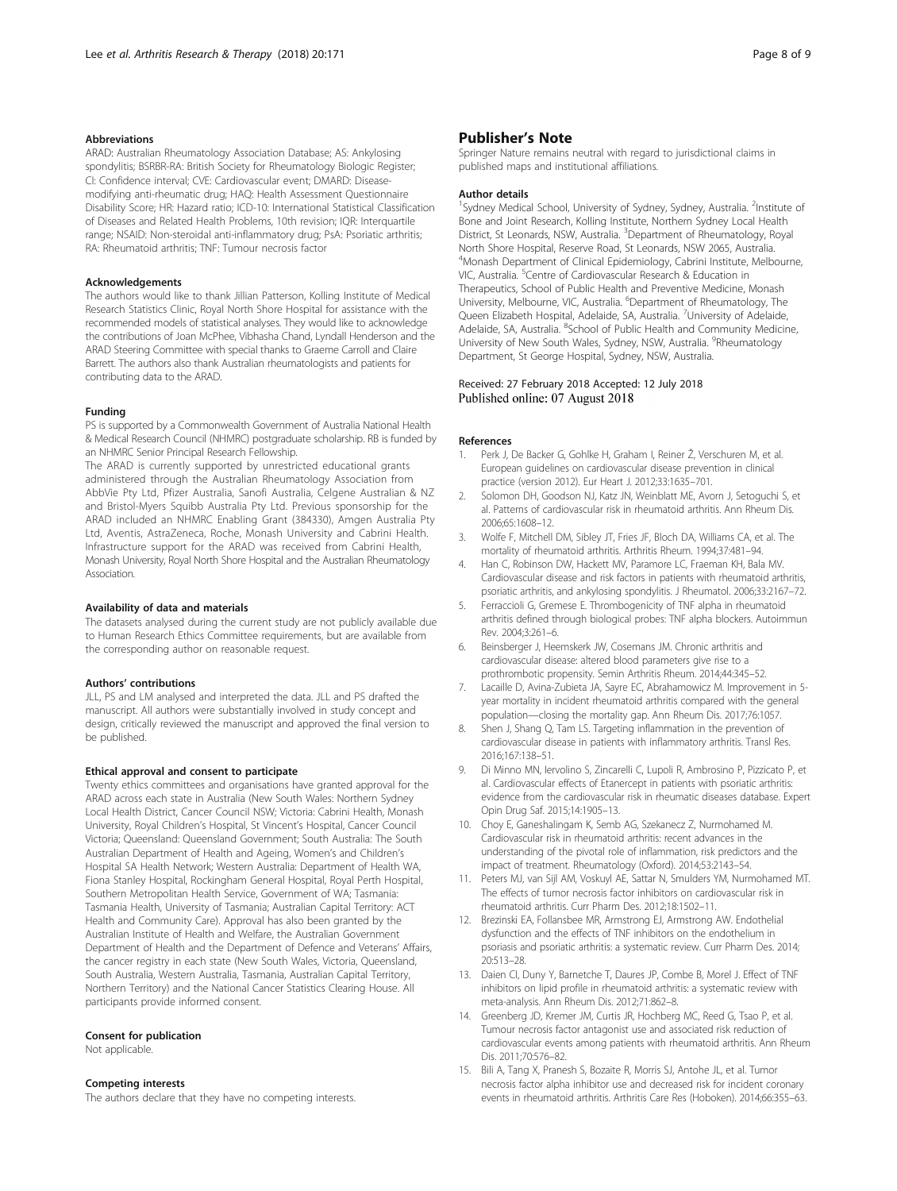### Abbreviations

ARAD: Australian Rheumatology Association Database; AS: Ankylosing spondylitis; BSRBR-RA: British Society for Rheumatology Biologic Register; CI: Confidence interval; CVE: Cardiovascular event; DMARD: Disease-modifying anti-rheumatic drug; HAQ: Health Assessment Questionnaire Disability Score; HR: Hazard ratio; ICD-10: International Statistical Classification of Diseases and Related Health Problems, 10th revision; IQR: Interquartile range; NSAID: Non-steroidal anti-inflammatory drug; PsA: Psoriatic arthritis; RA: Rheumatoid arthritis; TNF: Tumour necrosis factor

### Acknowledgements

The authors would like to thank Jillian Patterson, Kolling Institute of Medical Research Statistics Clinic, Royal North Shore Hospital for assistance with the recommended models of statistical analyses. They would like to acknowledge the contributions of Joan McPhee, Vibhasha Chand, Lyndall Henderson and the ARAD Steering Committee with special thanks to Graeme Carroll and Claire Barrett. The authors also thank Australian rheumatologists and patients for contributing data to the ARAD.

### Funding

PS is supported by a Commonwealth Government of Australia National Health & Medical Research Council (NHMRC) postgraduate scholarship. RB is funded by an NHMRC Senior Principal Research Fellowship.

The ARAD is currently supported by unrestricted educational grants administered through the Australian Rheumatology Association from AbbVie Pty Ltd, Pfizer Australia, Sanofi Australia, Celgene Australian & NZ and Bristol-Myers Squibb Australia Pty Ltd. Previous sponsorship for the ARAD included an NHMRC Enabling Grant (384330), Amgen Australia Pty Ltd, Aventis, AstraZeneca, Roche, Monash University and Cabrini Health. Infrastructure support for the ARAD was received from Cabrini Health, Monash University, Royal North Shore Hospital and the Australian Rheumatology Association.

### Availability of data and materials

The datasets analysed during the current study are not publicly available due to Human Research Ethics Committee requirements, but are available from the corresponding author on reasonable request.

### Authors' contributions

JLL, PS and LM analysed and interpreted the data. JLL and PS drafted the manuscript. All authors were substantially involved in study concept and design, critically reviewed the manuscript and approved the final version to be published.

### Ethical approval and consent to participate

Twenty ethics committees and organisations have granted approval for the ARAD across each state in Australia (New South Wales: Northern Sydney Local Health District, Cancer Council NSW; Victoria: Cabrini Health, Monash University, Royal Children's Hospital, St Vincent's Hospital, Cancer Council Victoria; Queensland: Queensland Government; South Australia: The South Australian Department of Health and Ageing, Women's and Children's Hospital SA Health Network; Western Australia: Department of Health WA, Fiona Stanley Hospital, Rockingham General Hospital, Royal Perth Hospital, Southern Metropolitan Health Service, Government of WA; Tasmania: Tasmania Health, University of Tasmania; Australian Capital Territory: ACT Health and Community Care). Approval has also been granted by the Australian Institute of Health and Welfare, the Australian Government Department of Health and the Department of Defence and Veterans' Affairs, the cancer registry in each state (New South Wales, Victoria, Queensland, South Australia, Western Australia, Tasmania, Australian Capital Territory, Northern Territory) and the National Cancer Statistics Clearing House. All participants provide informed consent.

### Consent for publication

Not applicable.

### Competing interests

The authors declare that they have no competing interests.

## Publisher's Note

Springer Nature remains neutral with regard to jurisdictional claims in published maps and institutional affiliations.

### Author details

[1]Sydney Medical School, University of Sydney, Sydney, Australia. [2]Institute of Bone and Joint Research, Kolling Institute, Northern Sydney Local Health District, St Leonards, NSW, Australia. [3]Department of Rheumatology, Royal North Shore Hospital, Reserve Road, St Leonards, NSW 2065, Australia. [4]Monash Department of Clinical Epidemiology, Cabrini Institute, Melbourne, VIC, Australia. [5]Centre of Cardiovascular Research & Education in Therapeutics, School of Public Health and Preventive Medicine, Monash University, Melbourne, VIC, Australia. [6]Department of Rheumatology, The Queen Elizabeth Hospital, Adelaide, SA, Australia. [7]University of Adelaide, Adelaide, SA, Australia. [8]School of Public Health and Community Medicine, University of New South Wales, Sydney, NSW, Australia. [9]Rheumatology Department, St George Hospital, Sydney, NSW, Australia.

Received: 27 February 2018 Accepted: 12 July 2018
Published online: 07 August 2018

### References

1. Perk J, De Backer G, Gohlke H, Graham I, Reiner Ž, Verschuren M, et al. European guidelines on cardiovascular disease prevention in clinical practice (version 2012). Eur Heart J. 2012;33:1635–701.
2. Solomon DH, Goodson NJ, Katz JN, Weinblatt ME, Avorn J, Setoguchi S, et al. Patterns of cardiovascular risk in rheumatoid arthritis. Ann Rheum Dis. 2006;65:1608–12.
3. Wolfe F, Mitchell DM, Sibley JT, Fries JF, Bloch DA, Williams CA, et al. The mortality of rheumatoid arthritis. Arthritis Rheum. 1994;37:481–94.
4. Han C, Robinson DW, Hackett MV, Paramore LC, Fraeman KH, Bala MV. Cardiovascular disease and risk factors in patients with rheumatoid arthritis, psoriatic arthritis, and ankylosing spondylitis. J Rheumatol. 2006;33:2167–72.
5. Ferraccioli G, Gremese E. Thrombogenicity of TNF alpha in rheumatoid arthritis defined through biological probes: TNF alpha blockers. Autoimmun Rev. 2004;3:261–6.
6. Beinsberger J, Heemskerk JW, Cosemans JM. Chronic arthritis and cardiovascular disease: altered blood parameters give rise to a prothrombotic propensity. Semin Arthritis Rheum. 2014;44:345–52.
7. Lacaille D, Avina-Zubieta JA, Sayre EC, Abrahamowicz M. Improvement in 5-year mortality in incident rheumatoid arthritis compared with the general population—closing the mortality gap. Ann Rheum Dis. 2017;76:1057.
8. Shen J, Shang Q, Tam LS. Targeting inflammation in the prevention of cardiovascular disease in patients with inflammatory arthritis. Transl Res. 2016;167:138–51.
9. Di Minno MN, Iervolino S, Zincarelli C, Lupoli R, Ambrosino P, Pizzicato P, et al. Cardiovascular effects of Etanercept in patients with psoriatic arthritis: evidence from the cardiovascular risk in rheumatic diseases database. Expert Opin Drug Saf. 2015;14:1905–13.
10. Choy E, Ganeshalingam K, Semb AG, Szekanecz Z, Nurmohamed M. Cardiovascular risk in rheumatoid arthritis: recent advances in the understanding of the pivotal role of inflammation, risk predictors and the impact of treatment. Rheumatology (Oxford). 2014;53:2143–54.
11. Peters MJ, van Sijl AM, Voskuyl AE, Sattar N, Smulders YM, Nurmohamed MT. The effects of tumor necrosis factor inhibitors on cardiovascular risk in rheumatoid arthritis. Curr Pharm Des. 2012;18:1502–11.
12. Brezinski EA, Follansbee MR, Armstrong EJ, Armstrong AW. Endothelial dysfunction and the effects of TNF inhibitors on the endothelium in psoriasis and psoriatic arthritis: a systematic review. Curr Pharm Des. 2014; 20:513–28.
13. Daien CI, Duny Y, Barnetche T, Daures JP, Combe B, Morel J. Effect of TNF inhibitors on lipid profile in rheumatoid arthritis: a systematic review with meta-analysis. Ann Rheum Dis. 2012;71:862–8.
14. Greenberg JD, Kremer JM, Curtis JR, Hochberg MC, Reed G, Tsao P, et al. Tumour necrosis factor antagonist use and associated risk reduction of cardiovascular events among patients with rheumatoid arthritis. Ann Rheum Dis. 2011;70:576–82.
15. Bili A, Tang X, Pranesh S, Bozaite R, Morris SJ, Antohe JL, et al. Tumor necrosis factor alpha inhibitor use and decreased risk for incident coronary events in rheumatoid arthritis. Arthritis Care Res (Hoboken). 2014;66:355–63.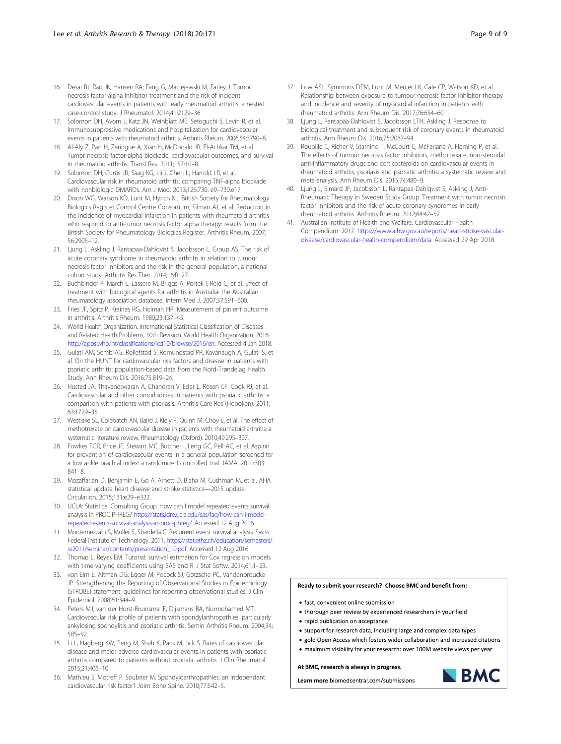16. Desai RJ, Rao JK, Hansen RA, Fang G, Maciejewski M, Farley J. Tumor necrosis factor-alpha inhibitor treatment and the risk of incident cardiovascular events in patients with early rheumatoid arthritis: a nested case-control study. J Rheumatol. 2014;41:2129–36.
17. Solomon DH, Avorn J, Katz JN, Weinblatt ME, Setoguchi S, Levin R, et al. Immunosuppressive medications and hospitalization for cardiovascular events in patients with rheumatoid arthritis. Arthritis Rheum. 2006;54:3790–8.
18. Al-Aly Z, Pan H, Zeringue A, Xian H, McDonald JR, El-Achkar TM, et al. Tumor necrosis factor-alpha blockade, cardiovascular outcomes, and survival in rheumatoid arthritis. Transl Res. 2011;157:10–8.
19. Solomon DH, Curtis JR, Saag KG, Lii J, Chen L, Harrold LR, et al. Cardiovascular risk in rheumatoid arthritis: comparing TNF-alpha blockade with nonbiologic DMARDs. Am J Med. 2013;126:730. e9–730.e17
20. Dixon WG, Watson KD, Lunt M, Hyrich KL, British Society for Rheumatology Biologics Register Control Centre Consortium, Silman AJ, et al. Reduction in the incidence of myocardial infarction in patients with rheumatoid arthritis who respond to anti-tumor necrosis factor alpha therapy: results from the British Society for Rheumatology Biologics Register. Arthritis Rheum. 2007; 56:2905–12.
21. Ljung L, Askling J, Rantapaa-Dahlqvist S, Jacobsson L, Group AS. The risk of acute coronary syndrome in rheumatoid arthritis in relation to tumour necrosis factor inhibitors and the risk in the general population: a national cohort study. Arthritis Res Ther. 2014;16:R127.
22. Buchbinder R, March L, Lassere M, Briggs A, Portek I, Reid C, et al. Effect of treatment with biological agents for arthritis in Australia: the Australian rheumatology association database. Intern Med J. 2007;37:591–600.
23. Fries JF, Spitz P, Kraines RG, Holman HR. Measurement of patient outcome in arthritis. Arthritis Rheum. 1980;23:137–45.
24. World Health Organization. International Statistical Classification of Diseases and Related Health Problems, 10th Revision. World Health Organization. 2016. http://apps.who.int/classifications/icd10/browse/2016/en. Accessed 4 Jan 2018.
25. Gulati AM, Semb AG, Rollefstad S, Romundstad PR, Kavanaugh A, Gulati S, et al. On the HUNT for cardiovascular risk factors and disease in patients with psoriatic arthritis: population-based data from the Nord-Trøndelag Health Study. Ann Rheum Dis. 2016;75:819–24.
26. Husted JA, Thavaneswaran A, Chandran V, Eder L, Rosen CF, Cook RJ, et al. Cardiovascular and other comorbidities in patients with psoriatic arthritis: a comparison with patients with psoriasis. Arthritis Care Res (Hoboken). 2011; 63:1729–35.
27. Westlake SL, Colebatch AN, Baird J, Kiely P, Quinn M, Choy E, et al. The effect of methotrexate on cardiovascular disease in patients with rheumatoid arthritis: a systematic literature review. Rheumatology (Oxford). 2010;49:295–307.
28. Fowkes FGR, Price JF, Stewart MC, Butcher I, Leng GC, Pell AC, et al. Aspirin for prevention of cardiovascular events in a general population screened for a low ankle brachial index: a randomized controlled trial. JAMA. 2010;303: 841–8.
29. Mozaffarian D, Benjamin E, Go A, Arnett D, Blaha M, Cushman M, et al. AHA statistical update heart disease and stroke statistics—2015 update. Circulation. 2015;131:e29–e322.
30. UCLA: Statistical Consulting Group. How can I model repeated events survival analysis in PROC PHREG? https://stats.idre.ucla.edu/sas/faq/how-can-i-model-repeated-events-survival-analysis-in-proc-phreg/. Accessed 12 Aug 2016.
31. Montemezzani S, Muller S, Sbardella C. Recurrent event survival analysis. Swiss Federal Institute of Technology. 2011. https://stat.ethz.ch/education/semesters/ss2011/seminar/contents/presentation_10.pdf. Accessed 12 Aug 2016.
32. Thomas L, Reyes EM. Tutorial: survival estimation for Cox regression models with time-varying coefficients using SAS and R. J Stat Softw. 2014;61:1–23.
33. von Elm E, Altman DG, Egger M, Pocock SJ, Gotzsche PC, Vandenbroucke JP. Strengthening the Reporting of Observational Studies in Epidemiology (STROBE) statement: guidelines for reporting observational studies. J Clin Epidemiol. 2008;61:344–9.
34. Peters MJ, van der Horst-Bruinsma IE, Dijkmans BA, Nurmohamed MT. Cardiovascular risk profile of patients with spondylarthropathies, particularly ankylosing spondylitis and psoriatic arthritis. Semin Arthritis Rheum. 2004;34: 585–92.
35. Li L, Hagberg KW, Peng M, Shah K, Paris M, Jick S. Rates of cardiovascular disease and major adverse cardiovascular events in patients with psoriatic arthritis compared to patients without psoriatic arthritis. J Clin Rheumatol. 2015;21:405–10.
36. Mathieu S, Motreff P, Soubrier M. Spondyloarthropathies: an independent cardiovascular risk factor? Joint Bone Spine. 2010;77:542–5.
37. Low ASL, Symmons DPM, Lunt M, Mercer LK, Gale CP, Watson KD, et al. Relationship between exposure to tumour necrosis factor inhibitor therapy and incidence and severity of myocardial infarction in patients with rheumatoid arthritis. Ann Rheum Dis. 2017;76:654–60.
38. Ljung L, Rantapää-Dahlqvist S, Jacobsson LTH, Askling J. Response to biological treatment and subsequent risk of coronary events in rheumatoid arthritis. Ann Rheum Dis. 2016;75:2087–94.
39. Roubille C, Richer V, Starnino T, McCourt C, McFarlane A, Fleming P, et al. The effects of tumour necrosis factor inhibitors, methotrexate, non-steroidal anti-inflammatory drugs and corticosteroids on cardiovascular events in rheumatoid arthritis, psoriasis and psoriatic arthritis: a systematic review and meta-analysis. Ann Rheum Dis. 2015;74:480–9.
40. Ljung L, Simard JF, Jacobsson L, Rantapaa-Dahlqvist S, Askling J, Anti-Rheumatic Therapy in Sweden Study Group. Treatment with tumor necrosis factor inhibitors and the risk of acute coronary syndromes in early rheumatoid arthritis. Arthritis Rheum. 2012;64:42–52.
41. Australian Institute of Health and Welfare. Cardiovascular Health Compendium. 2017. https://www.aihw.gov.au/reports/heart-stroke-vascular-disease/cardiovascular-health-compendium/data. Accessed 29 Apr 2018.

**Ready to submit your research? Choose BMC and benefit from:**

- fast, convenient online submission
- thorough peer review by experienced researchers in your field
- rapid publication on acceptance
- support for research data, including large and complex data types
- gold Open Access which fosters wider collaboration and increased citations
- maximum visibility for your research: over 100M website views per year

**At BMC, research is always in progress.**

**Learn more** biomedcentral.com/submissions

BMC